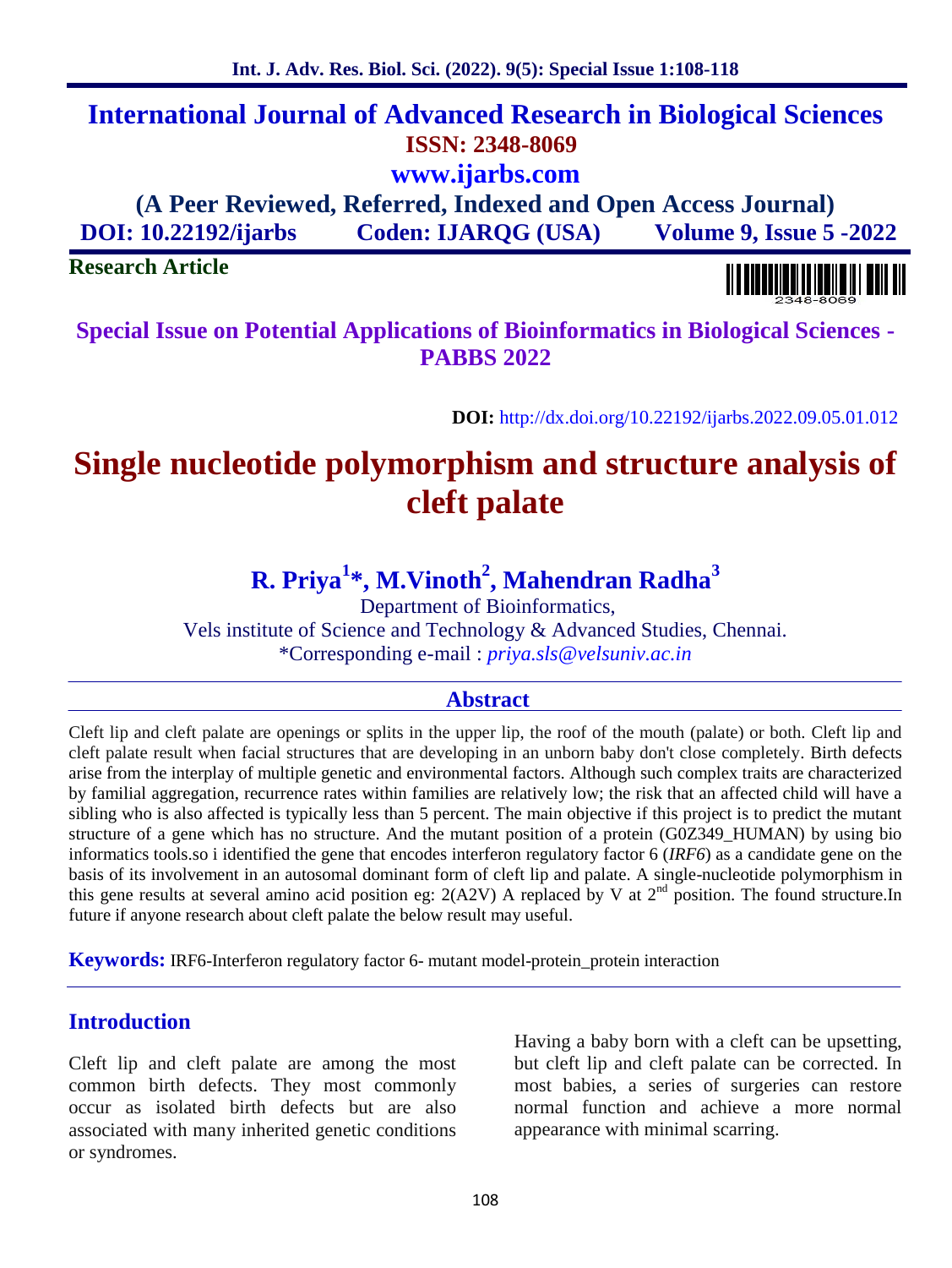# International Journal of Advanced Research in Biological Sciences

**ISSN: 2348-8069**

**www.ijarbs.com**

**(A Peer Reviewed, Referred, Indexed and Open Access Journal)**

**DOI: 10.22192/ijarbs Coden: IJARQG (USA) Volume 9, Issue 5 -2022**

**Research Article**

**Special Issue on Potential Applications of Bioinformatics in Biological Sciences - PABBS 2022**

**DOI:** http://dx.doi.org/10.22192/ijarbs.2022.09.05.01.012

# Single nucleotide polymorphism and structure analysis of cleft palate

## R. Priya[1]*, M.Vinoth[2], Mahendran Radha[3]

Department of Bioinformatics,
Vels institute of Science and Technology & Advanced Studies, Chennai.
*Corresponding e-mail : *priya.sls@velsuniv.ac.in*

## Abstract

Cleft lip and cleft palate are openings or splits in the upper lip, the roof of the mouth (palate) or both. Cleft lip and cleft palate result when facial structures that are developing in an unborn baby don't close completely. Birth defects arise from the interplay of multiple genetic and environmental factors. Although such complex traits are characterized by familial aggregation, recurrence rates within families are relatively low; the risk that an affected child will have a sibling who is also affected is typically less than 5 percent. The main objective if this project is to predict the mutant structure of a gene which has no structure. And the mutant position of a protein (G0Z349_HUMAN) by using bio informatics tools.so i identified the gene that encodes interferon regulatory factor 6 (*IRF6*) as a candidate gene on the basis of its involvement in an autosomal dominant form of cleft lip and palate. A single-nucleotide polymorphism in this gene results at several amino acid position eg: 2(A2V) A replaced by V at 2$^{nd}$ position. The found structure.In future if anyone research about cleft palate the below result may useful.

**Keywords:** IRF6-Interferon regulatory factor 6- mutant model-protein_protein interaction

## Introduction

Cleft lip and cleft palate are among the most common birth defects. They most commonly occur as isolated birth defects but are also associated with many inherited genetic conditions or syndromes.

Having a baby born with a cleft can be upsetting, but cleft lip and cleft palate can be corrected. In most babies, a series of surgeries can restore normal function and achieve a more normal appearance with minimal scarring.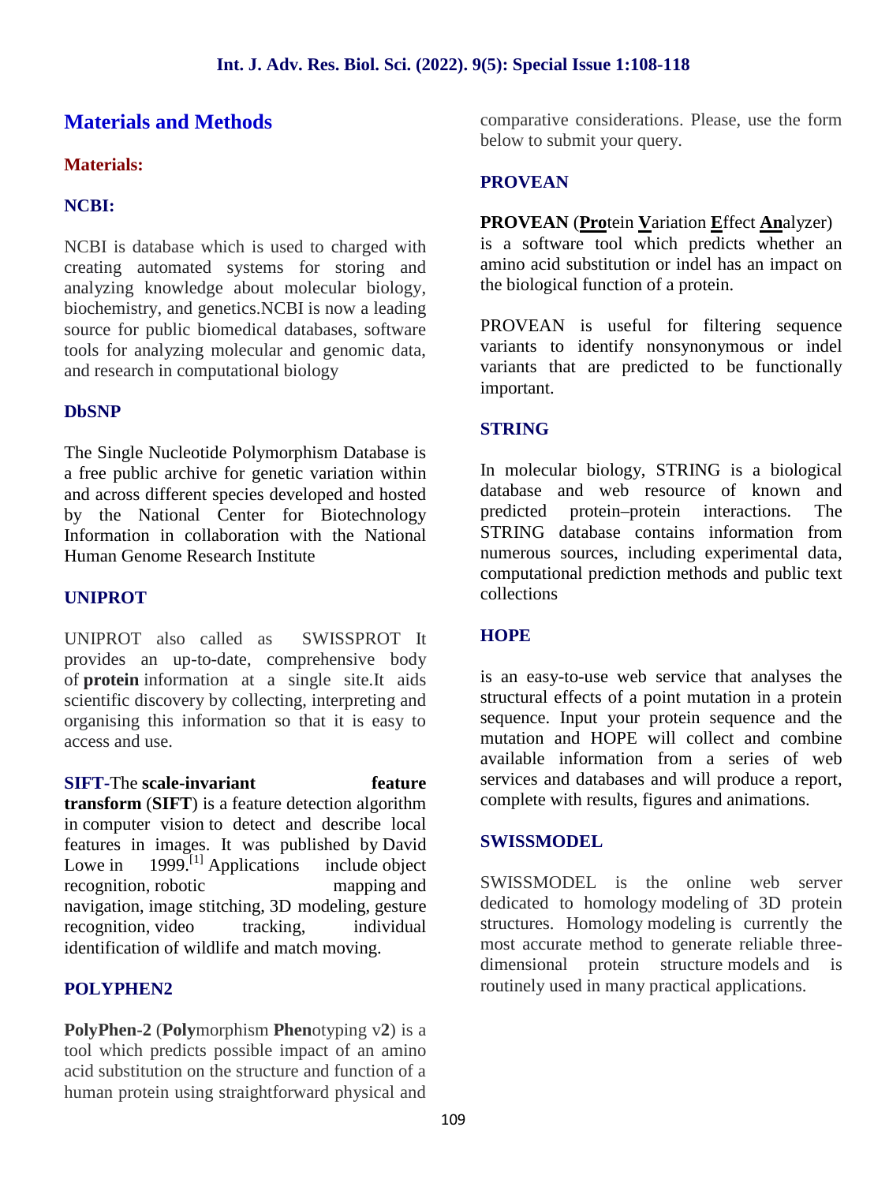## Materials and Methods

### Materials:

#### NCBI:

NCBI is database which is used to charged with creating automated systems for storing and analyzing knowledge about molecular biology, biochemistry, and genetics.NCBI is now a leading source for public biomedical databases, software tools for analyzing molecular and genomic data, and research in computational biology

#### DbSNP

The Single Nucleotide Polymorphism Database is a free public archive for genetic variation within and across different species developed and hosted by the National Center for Biotechnology Information in collaboration with the National Human Genome Research Institute

#### UNIPROT

UNIPROT also called as SWISSPROT It provides an up-to-date, comprehensive body of **protein** information at a single site.It aids scientific discovery by collecting, interpreting and organising this information so that it is easy to access and use.

**SIFT**-The **scale-invariant feature transform** (**SIFT**) is a feature detection algorithm in computer vision to detect and describe local features in images. It was published by David Lowe in 1999.[1] Applications include object recognition, robotic mapping and navigation, image stitching, 3D modeling, gesture recognition, video tracking, individual identification of wildlife and match moving.

#### POLYPHEN2

**PolyPhen-2** (**Poly**morphism **Phen**otyping v**2**) is a tool which predicts possible impact of an amino acid substitution on the structure and function of a human protein using straightforward physical and comparative considerations. Please, use the form below to submit your query.

#### PROVEAN

**PROVEAN** (**Pro**tein **V**ariation **E**ffect **An**alyzer) is a software tool which predicts whether an amino acid substitution or indel has an impact on the biological function of a protein.

PROVEAN is useful for filtering sequence variants to identify nonsynonymous or indel variants that are predicted to be functionally important.

#### STRING

In molecular biology, STRING is a biological database and web resource of known and predicted protein–protein interactions. The STRING database contains information from numerous sources, including experimental data, computational prediction methods and public text collections

#### HOPE

is an easy-to-use web service that analyses the structural effects of a point mutation in a protein sequence. Input your protein sequence and the mutation and HOPE will collect and combine available information from a series of web services and databases and will produce a report, complete with results, figures and animations.

#### SWISSMODEL

SWISSMODEL is the online web server dedicated to homology modeling of 3D protein structures. Homology modeling is currently the most accurate method to generate reliable three-dimensional protein structure models and is routinely used in many practical applications.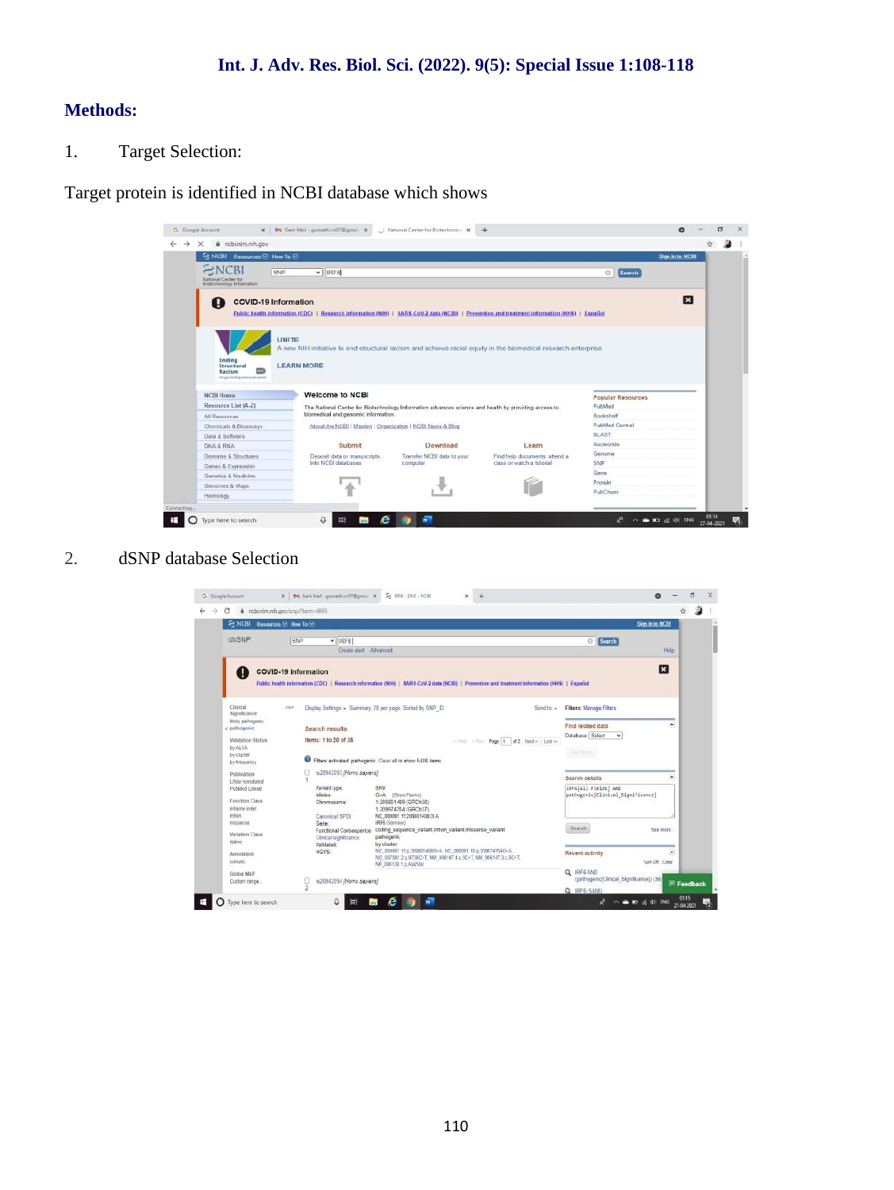## Methods:

1. Target Selection:

Target protein is identified in NCBI database which shows

2. dSNP database Selection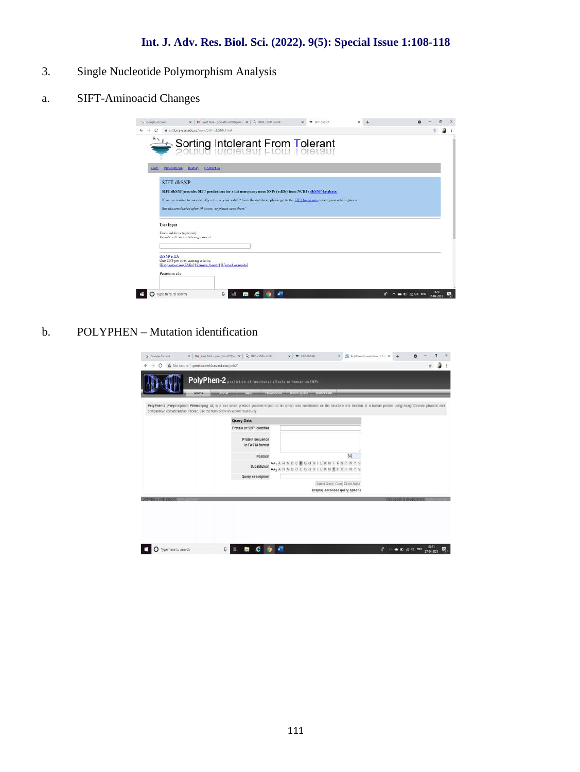3. Single Nucleotide Polymorphism Analysis

a. SIFT-Aminoacid Changes

b. POLYPHEN – Mutation identification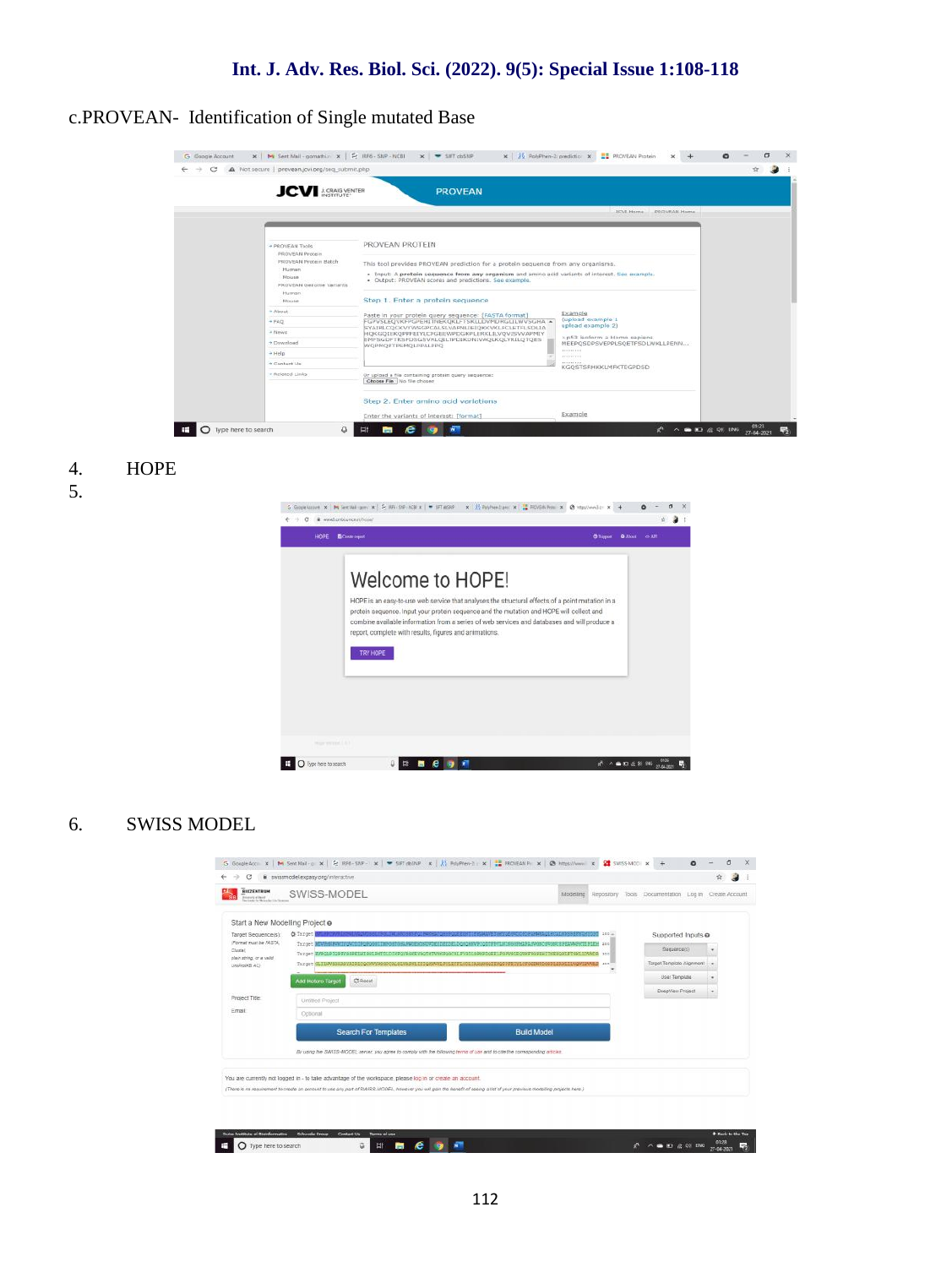c.PROVEAN- Identification of Single mutated Base

4. HOPE

5.

6. SWISS MODEL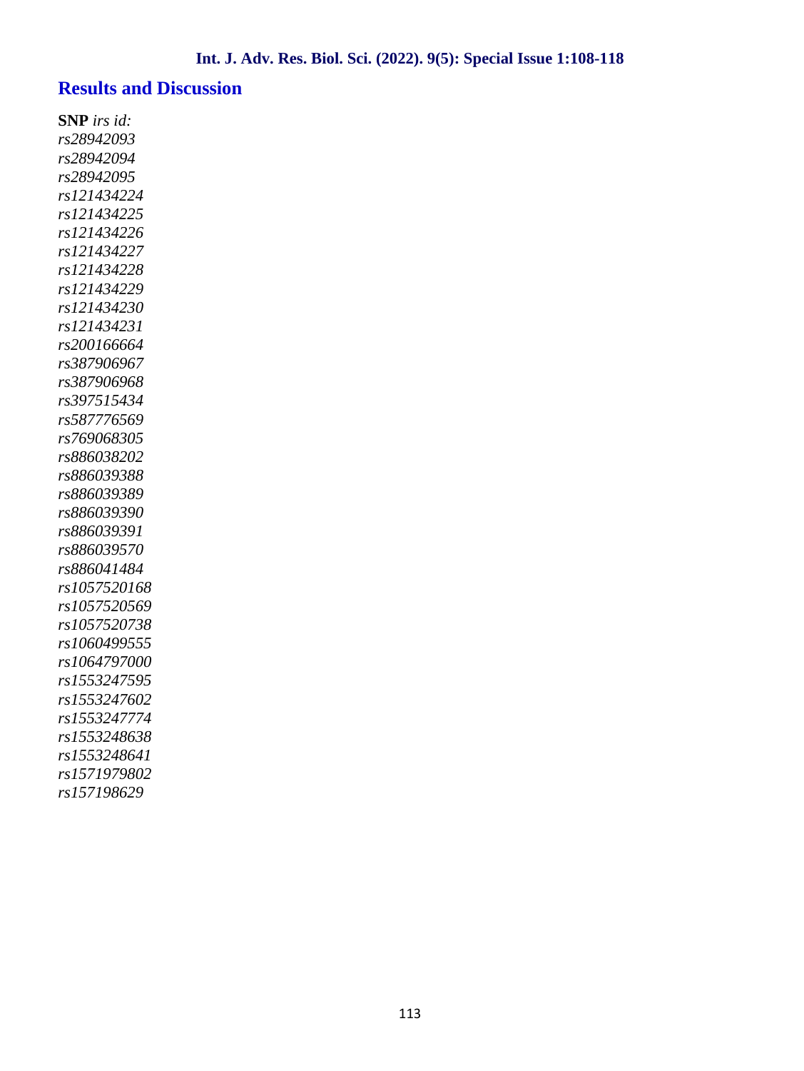## Results and Discussion

**SNP** *irs id:*
*rs28942093*
*rs28942094*
*rs28942095*
*rs121434224*
*rs121434225*
*rs121434226*
*rs121434227*
*rs121434228*
*rs121434229*
*rs121434230*
*rs121434231*
*rs200166664*
*rs387906967*
*rs387906968*
*rs397515434*
*rs587776569*
*rs769068305*
*rs886038202*
*rs886039388*
*rs886039389*
*rs886039390*
*rs886039391*
*rs886039570*
*rs886041484*
*rs1057520168*
*rs1057520569*
*rs1057520738*
*rs1060499555*
*rs1064797000*
*rs1553247595*
*rs1553247602*
*rs1553247774*
*rs1553248638*
*rs1553248641*
*rs1571979802*
*rs157198629*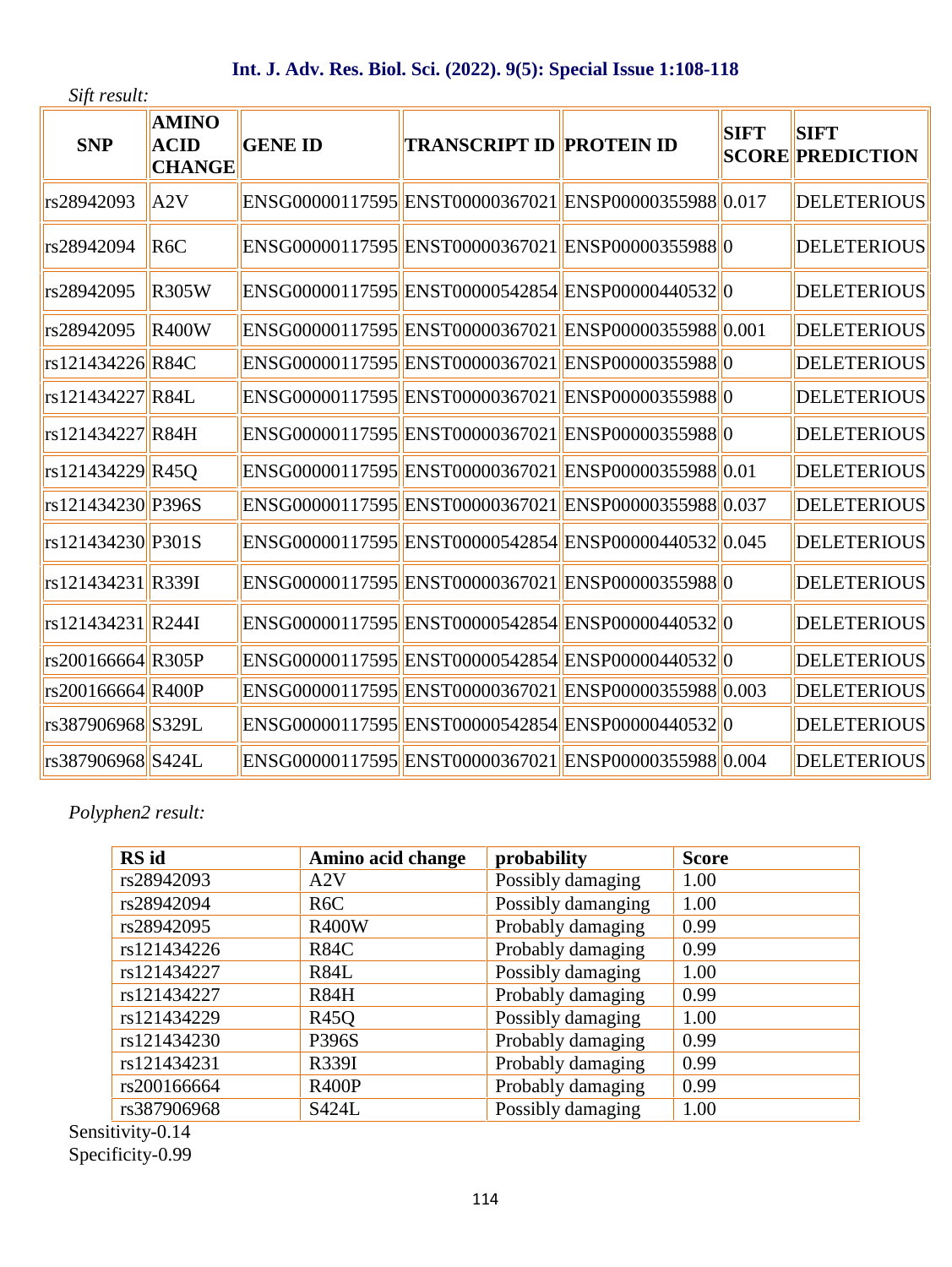*Sift result:*

| SNP | AMINO ACID CHANGE | GENE ID | TRANSCRIPT ID | PROTEIN ID | SIFT SCORE | SIFT PREDICTION |
|---|---|---|---|---|---|---|
| rs28942093 | A2V | ENSG00000117595 | ENST00000367021 | ENSP00000355988 | 0.017 | DELETERIOUS |
| rs28942094 | R6C | ENSG00000117595 | ENST00000367021 | ENSP00000355988 | 0 | DELETERIOUS |
| rs28942095 | R305W | ENSG00000117595 | ENST00000542854 | ENSP00000440532 | 0 | DELETERIOUS |
| rs28942095 | R400W | ENSG00000117595 | ENST00000367021 | ENSP00000355988 | 0.001 | DELETERIOUS |
| rs121434226 | R84C | ENSG00000117595 | ENST00000367021 | ENSP00000355988 | 0 | DELETERIOUS |
| rs121434227 | R84L | ENSG00000117595 | ENST00000367021 | ENSP00000355988 | 0 | DELETERIOUS |
| rs121434227 | R84H | ENSG00000117595 | ENST00000367021 | ENSP00000355988 | 0 | DELETERIOUS |
| rs121434229 | R45Q | ENSG00000117595 | ENST00000367021 | ENSP00000355988 | 0.01 | DELETERIOUS |
| rs121434230 | P396S | ENSG00000117595 | ENST00000367021 | ENSP00000355988 | 0.037 | DELETERIOUS |
| rs121434230 | P301S | ENSG00000117595 | ENST00000542854 | ENSP00000440532 | 0.045 | DELETERIOUS |
| rs121434231 | R339I | ENSG00000117595 | ENST00000367021 | ENSP00000355988 | 0 | DELETERIOUS |
| rs121434231 | R244I | ENSG00000117595 | ENST00000542854 | ENSP00000440532 | 0 | DELETERIOUS |
| rs200166664 | R305P | ENSG00000117595 | ENST00000542854 | ENSP00000440532 | 0 | DELETERIOUS |
| rs200166664 | R400P | ENSG00000117595 | ENST00000367021 | ENSP00000355988 | 0.003 | DELETERIOUS |
| rs387906968 | S329L | ENSG00000117595 | ENST00000542854 | ENSP00000440532 | 0 | DELETERIOUS |
| rs387906968 | S424L | ENSG00000117595 | ENST00000367021 | ENSP00000355988 | 0.004 | DELETERIOUS |

*Polyphen2 result:*

| RS id | Amino acid change | probability | Score |
|---|---|---|---|
| rs28942093 | A2V | Possibly damaging | 1.00 |
| rs28942094 | R6C | Possibly damanging | 1.00 |
| rs28942095 | R400W | Probably damaging | 0.99 |
| rs121434226 | R84C | Probably damaging | 0.99 |
| rs121434227 | R84L | Possibly damaging | 1.00 |
| rs121434227 | R84H | Probably damaging | 0.99 |
| rs121434229 | R45Q | Possibly damaging | 1.00 |
| rs121434230 | P396S | Probably damaging | 0.99 |
| rs121434231 | R339I | Probably damaging | 0.99 |
| rs200166664 | R400P | Probably damaging | 0.99 |
| rs387906968 | S424L | Possibly damaging | 1.00 |

Sensitivity-0.14
Specificity-0.99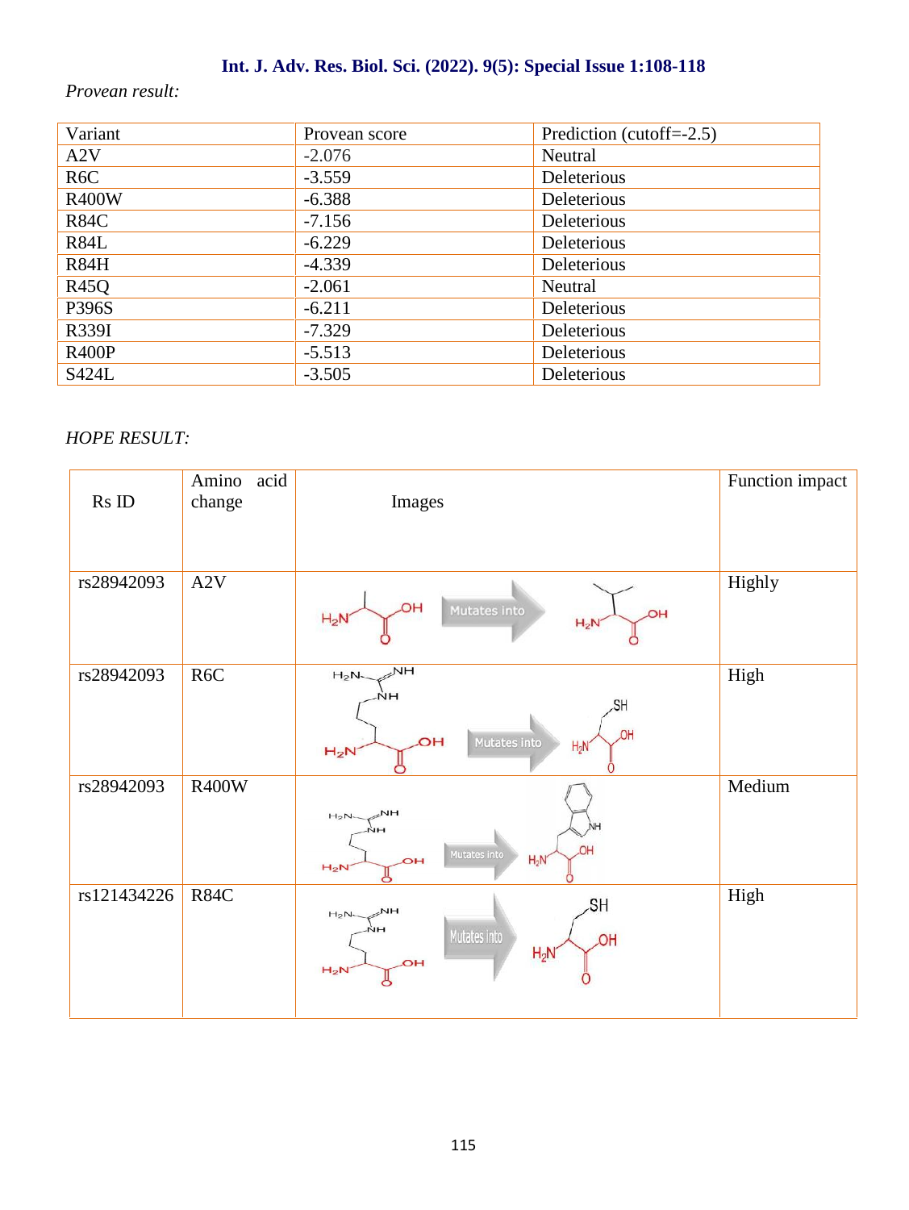*Provean result:*

| Variant | Provean score | Prediction (cutoff=-2.5) |
|---|---|---|
| A2V | -2.076 | Neutral |
| R6C | -3.559 | Deleterious |
| R400W | -6.388 | Deleterious |
| R84C | -7.156 | Deleterious |
| R84L | -6.229 | Deleterious |
| R84H | -4.339 | Deleterious |
| R45Q | -2.061 | Neutral |
| P396S | -6.211 | Deleterious |
| R339I | -7.329 | Deleterious |
| R400P | -5.513 | Deleterious |
| S424L | -3.505 | Deleterious |

*HOPE RESULT:*

| Rs ID | Amino acid change | Images | Function impact |
|---|---|---|---|
| rs28942093 | A2V | Mutates into | Highly |
| rs28942093 | R6C | Mutates into | High |
| rs28942093 | R400W | Mutates into | Medium |
| rs121434226 | R84C | Mutates into | High |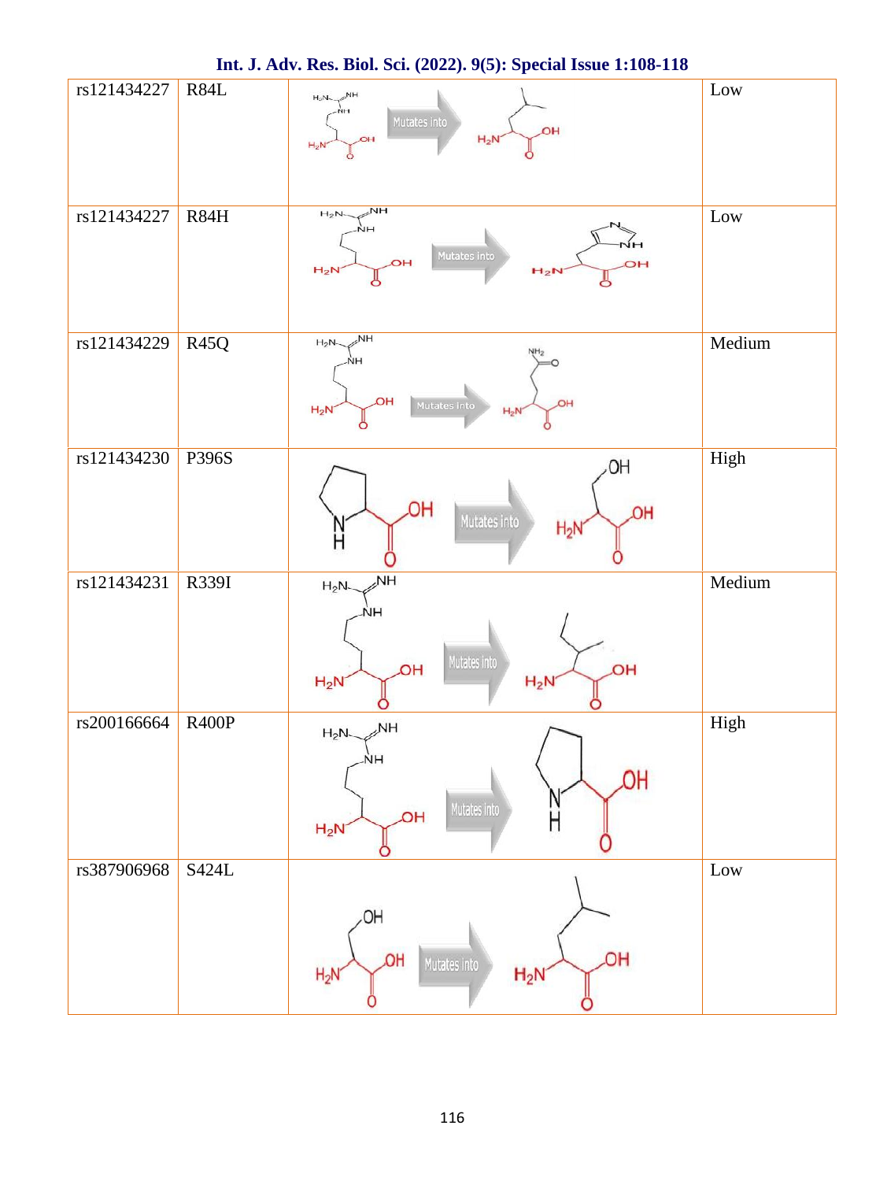| rs121434227 | R84L | Mutates into | Low |
|---|---|---|---|
| rs121434227 | R84H | Mutates into | Low |
| rs121434229 | R45Q | Mutates into | Medium |
| rs121434230 | P396S | Mutates into | High |
| rs121434231 | R339I | Mutates into | Medium |
| rs200166664 | R400P | Mutates into | High |
| rs387906968 | S424L | Mutates into | Low |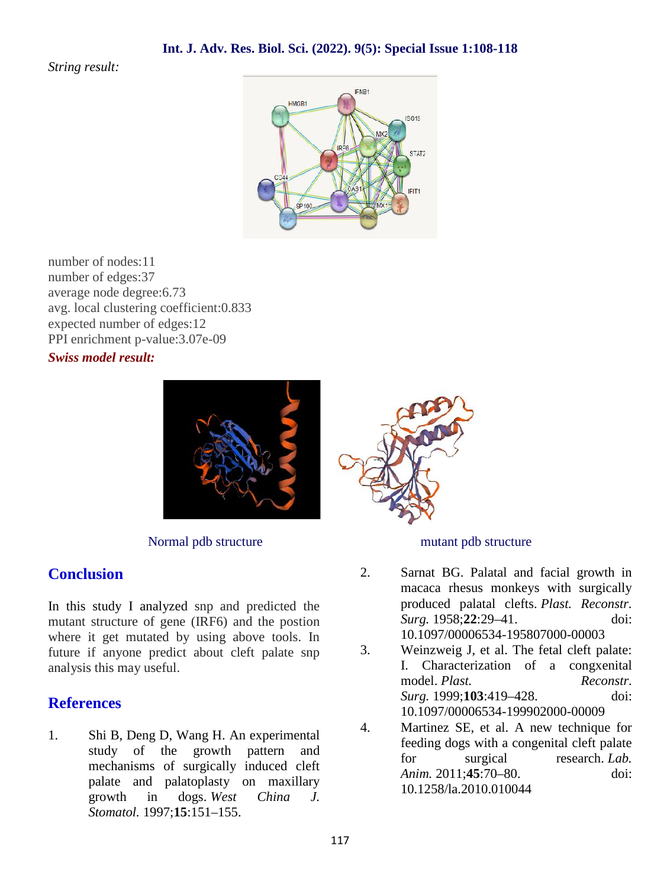*String result:*

number of nodes:11
number of edges:37
average node degree:6.73
avg. local clustering coefficient:0.833
expected number of edges:12
PPI enrichment p-value:3.07e-09

***Swiss model result:***

Normal pdb structure

mutant pdb structure

## Conclusion

In this study I analyzed snp and predicted the mutant structure of gene (IRF6) and the postion where it get mutated by using above tools. In future if anyone predict about cleft palate snp analysis this may useful.

## References

1. Shi B, Deng D, Wang H. An experimental study of the growth pattern and mechanisms of surgically induced cleft palate and palatoplasty on maxillary growth in dogs. *West China J. Stomatol.* 1997;**15**:151–155.
2. Sarnat BG. Palatal and facial growth in macaca rhesus monkeys with surgically produced palatal clefts. *Plast. Reconstr. Surg.* 1958;**22**:29–41. doi: 10.1097/00006534-195807000-00003
3. Weinzweig J, et al. The fetal cleft palate: I. Characterization of a congxenital model. *Plast. Reconstr. Surg.* 1999;**103**:419–428. doi: 10.1097/00006534-199902000-00009
4. Martinez SE, et al. A new technique for feeding dogs with a congenital cleft palate for surgical research. *Lab. Anim.* 2011;**45**:70–80. doi: 10.1258/la.2010.010044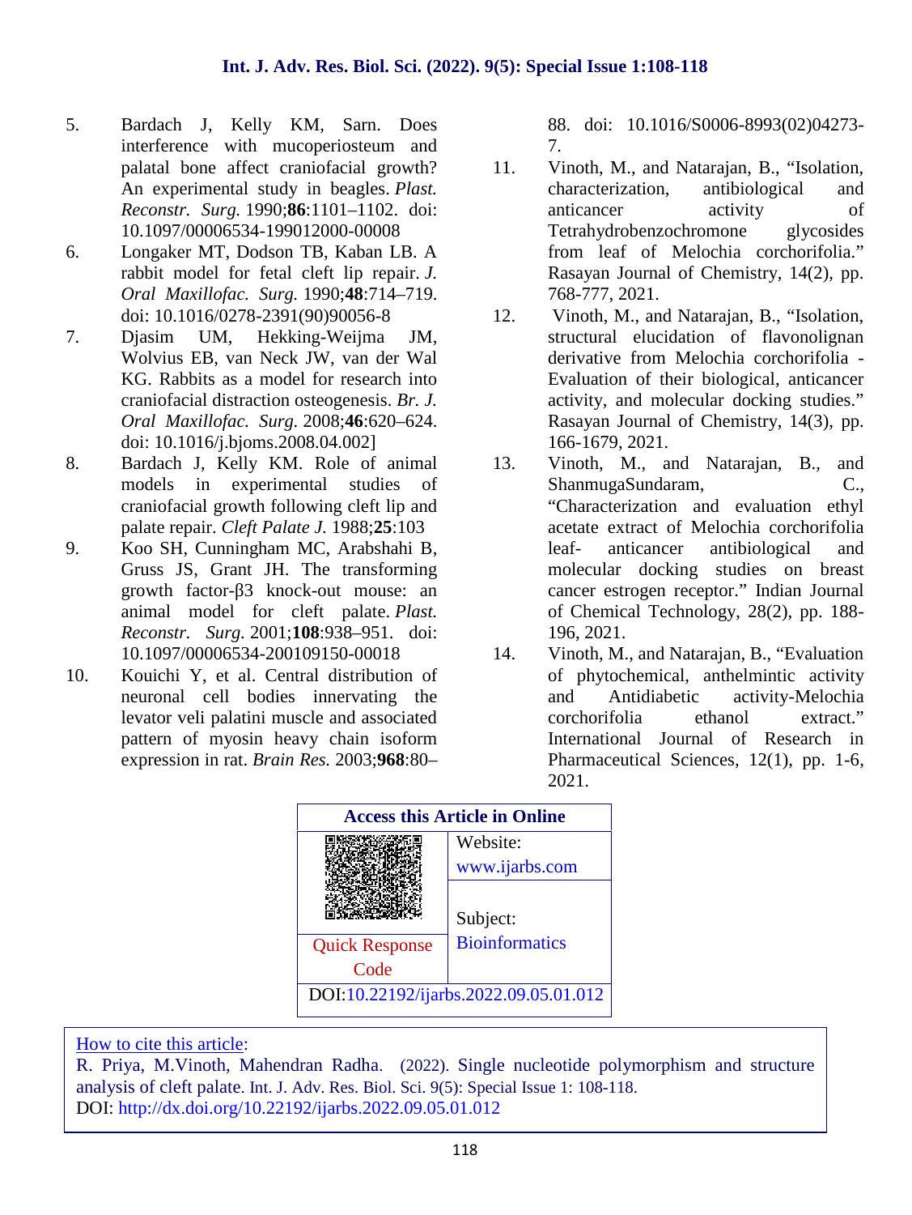5. Bardach J, Kelly KM, Sarn. Does interference with mucoperiosteum and palatal bone affect craniofacial growth? An experimental study in beagles. *Plast. Reconstr. Surg.* 1990;**86**:1101–1102. doi: 10.1097/00006534-199012000-00008
6. Longaker MT, Dodson TB, Kaban LB. A rabbit model for fetal cleft lip repair. *J. Oral Maxillofac. Surg.* 1990;**48**:714–719. doi: 10.1016/0278-2391(90)90056-8
7. Djasim UM, Hekking-Weijma JM, Wolvius EB, van Neck JW, van der Wal KG. Rabbits as a model for research into craniofacial distraction osteogenesis. *Br. J. Oral Maxillofac. Surg.* 2008;**46**:620–624. doi: 10.1016/j.bjoms.2008.04.002]
8. Bardach J, Kelly KM. Role of animal models in experimental studies of craniofacial growth following cleft lip and palate repair. *Cleft Palate J.* 1988;**25**:103
9. Koo SH, Cunningham MC, Arabshahi B, Gruss JS, Grant JH. The transforming growth factor-β3 knock-out mouse: an animal model for cleft palate. *Plast. Reconstr. Surg.* 2001;**108**:938–951. doi: 10.1097/00006534-200109150-00018
10. Kouichi Y, et al. Central distribution of neuronal cell bodies innervating the levator veli palatini muscle and associated pattern of myosin heavy chain isoform expression in rat. *Brain Res.* 2003;**968**:80–88. doi: 10.1016/S0006-8993(02)04273-7.
11. Vinoth, M., and Natarajan, B., "Isolation, characterization, antibiological and anticancer activity of Tetrahydrobenzochromone glycosides from leaf of Melochia corchorifolia." Rasayan Journal of Chemistry, 14(2), pp. 768-777, 2021.
12. Vinoth, M., and Natarajan, B., "Isolation, structural elucidation of flavonolignan derivative from Melochia corchorifolia - Evaluation of their biological, anticancer activity, and molecular docking studies." Rasayan Journal of Chemistry, 14(3), pp. 166-1679, 2021.
13. Vinoth, M., and Natarajan, B., and ShanmugaSundaram, C., "Characterization and evaluation ethyl acetate extract of Melochia corchorifolia leaf- anticancer antibiological and molecular docking studies on breast cancer estrogen receptor." Indian Journal of Chemical Technology, 28(2), pp. 188-196, 2021.
14. Vinoth, M., and Natarajan, B., "Evaluation of phytochemical, anthelmintic activity and Antidiabetic activity-Melochia corchorifolia ethanol extract." International Journal of Research in Pharmaceutical Sciences, 12(1), pp. 1-6, 2021.

| Access this Article in Online | |
|---|---|
| Quick Response Code | Website: www.ijarbs.com |
| | Subject: Bioinformatics |
| DOI:10.22192/ijarbs.2022.09.05.01.012 | |

How to cite this article:
R. Priya, M.Vinoth, Mahendran Radha. (2022). Single nucleotide polymorphism and structure analysis of cleft palate. Int. J. Adv. Res. Biol. Sci. 9(5): Special Issue 1: 108-118.
DOI: http://dx.doi.org/10.22192/ijarbs.2022.09.05.01.012